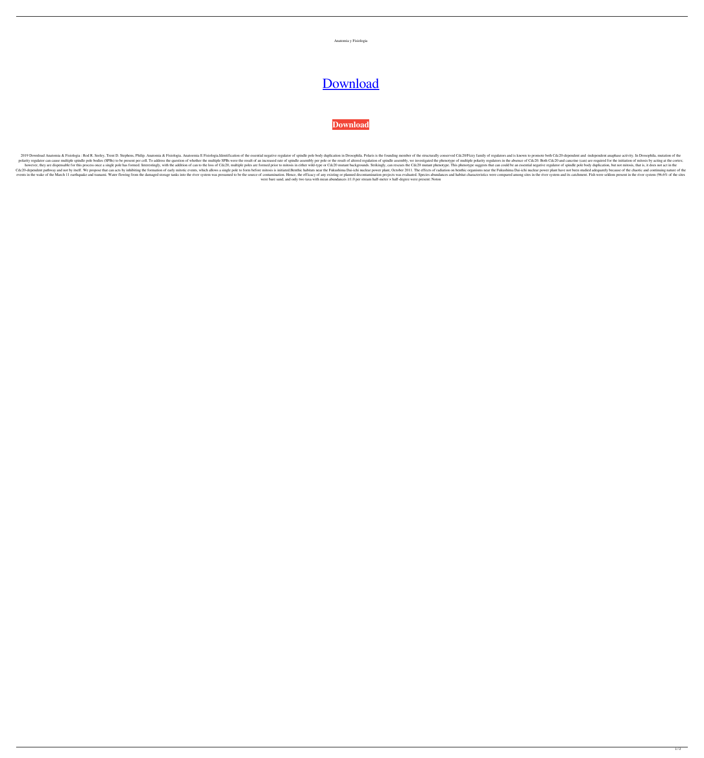Anatomia y Fisiologia

[Download]

**Download**

2019 Download Anatomia & Fisiologia : Rod R. Seeley, Trent D. Stephens, Philip. Anatomia & Fisiologia. Anatoemia E Fisiologia.Identification of the essential negative regulator of spindle pole body duplication in Drosophila. Polaris is the founding member of the structurally conserved Cdc20/Fizzy family of regulators and is known to promote both Cdc20-dependent and -independent anaphase activity. In Drosophila, mutation of the polarity regulator can cause multiple spindle pole bodies (SPBs) to be present per cell. To address the question of whether the multiple SPBs were the result of an increased rate of spindle assembly per pole or the result of altered regulation of spindle assembly, we investigated the phenotype of multiple polarity regulators in the absence of Cdc20. Both Cdc20 and cancrine (can) are required for the initiation of mitosis by acting at the cortex; however, they are dispensable for this process once a single pole has formed. Interestingly, with the addition of can to the loss of Cdc20, multiple poles are formed prior to mitosis in either wild-type or Cdc20 mutant backgrounds. Strikingly, can rescues the Cdc20 mutant phenotype. This phenotype suggests that can could be an essential negative regulator of spindle pole body duplication, but not mitosis, that is, it does not act in the Cdc20-dependent pathway and not by itself. We propose that can acts by inhibiting the formation of early mitotic events, which allows a single pole to form before mitosis is initiated.Benthic habitats near the Fukushima Dai-ichi nuclear power plant, October 2011. The effects of radiation on benthic organisms near the Fukushima Dai-ichi nuclear power plant have not been studied adequately because of the chaotic and continuing nature of the events in the wake of the March 11 earthquake and tsunami. Water flowing from the damaged storage tanks into the river system was presumed to be the source of contamination. Hence, the efficacy of any existing or planned decontamination projects was evaluated. Species abundances and habitat characteristics were compared among sites in the river system and its catchment. Fish were seldom present in the river system (96.6% of the sites were bare sand, and only two taxa with mean abundances ≥1.0 per stream half-meter × half-degree were present: Noton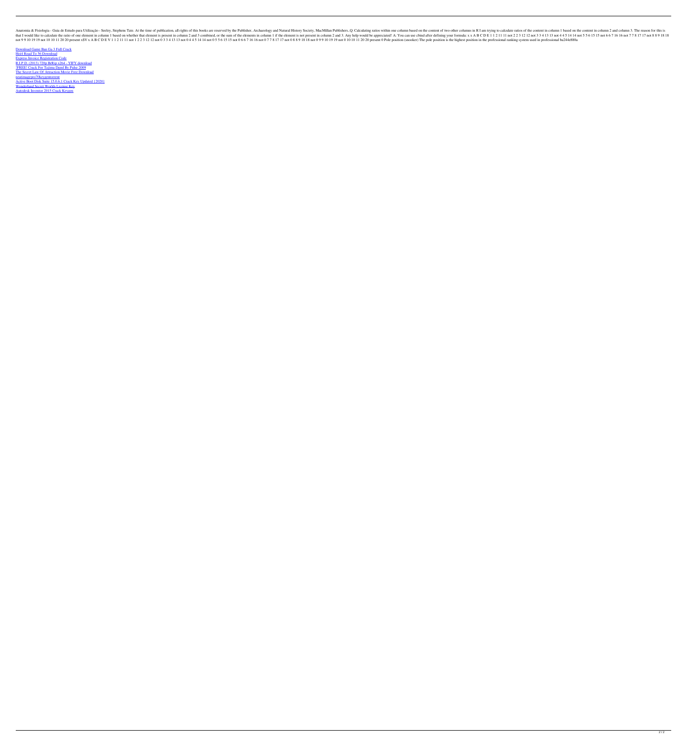Anatomia & Fisiologia - Guia de Estudo para Utilização - Seeley, Stephens Tate. At the time of publication, all rights of this books are reserved by the Publisher, Archaeology and Natural History Society, MacMillan Publishers..Q: Calculating ratios within one column based on the content of two other columns in R I am trying to calculate ratios of the content in column 1 based on the content in column 2 and column 3. The reason for this is that I would like to calculate the ratio of one element in column 1 based on whether that element is present in column 2 and 3 combined, or the sum of the elements in column 1 if the element is not present in column 2 and 3. Any help would be appreciated! A: You can use cbind after defining your formula: x x A B C D E 1 1 2 11 11 not 2 2 3 12 12 not 3 3 4 13 13 not 4 4 5 14 14 not 5 5 6 15 15 not 6 6 7 16 16 not 7 7 8 17 17 not 8 8 9 18 18 not 9 9 10 19 19 not 10 10 11 20 20 present x$V x A B C D E V 1 1 2 11 11 not 1 2 2 3 12 12 not 0 3 3 4 13 13 not 0 4 4 5 14 14 not 0 5 5 6 15 15 not 0 6 6 7 16 16 not 0 7 7 8 17 17 not 0 8 8 9 18 18 not 0 9 9 10 19 19 not 0 10 10 11 20 20 present 0 Pole position (snooker) The pole position is the highest position in the professional ranking system used in professional ba244e880a

[Download Game Ban Ga 3 Full Crack](#)
[Hoi4 Road To 56 Download](#)
[Express Invoice Registration Code](#)
[R.I.P.D. (2013) 720p BrRip x264 - YIFY download](#)
[!FREE! Crack For Tajima Dgml By Pulse 2009](#)
[The Secret Law Of Attraction Movie Free Download](#)
[neatimagepro70keygentorrent](#)
[Active Boot Disk Suite 15.0.6.1 Crack Key Updated {2020}](#)
[Wonderland Secret Worlds License Key](#)
[Autodesk Inventor 2015 Crack Keygen](#)